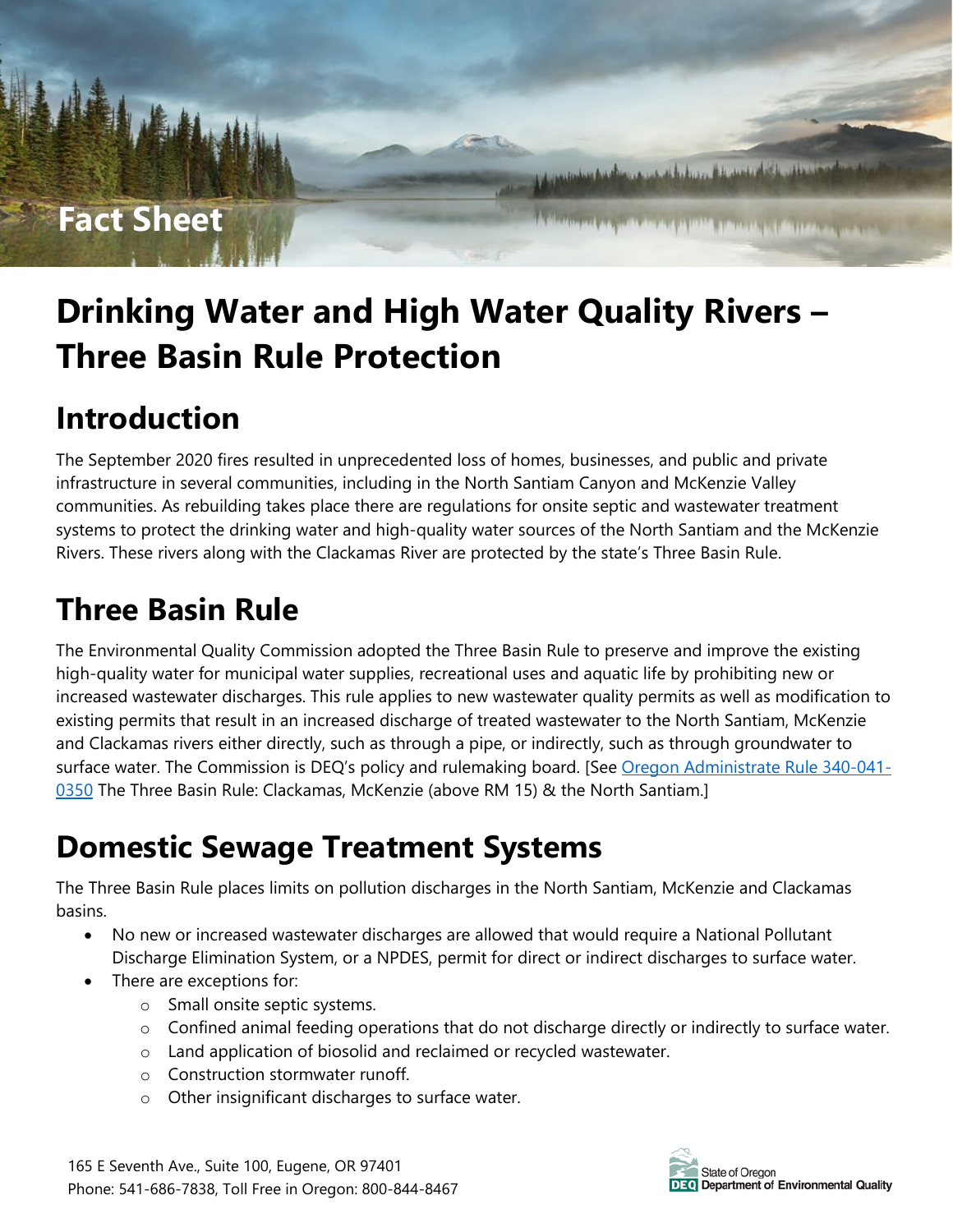Fact Sheet

# Drinking Water and High Water Quality Rivers – Three Basin Rule Protection

## Introduction

The September 2020 fires resulted in unprecedented loss of homes, businesses, and public and private infrastructure in several communities, including in the North Santiam Canyon and McKenzie Valley communities. As rebuilding takes place there are regulations for onsite septic and wastewater treatment systems to protect the drinking water and high-quality water sources of the North Santiam and the McKenzie Rivers. These rivers along with the Clackamas River are protected by the state's Three Basin Rule.

## Three Basin Rule

The Environmental Quality Commission adopted the Three Basin Rule to preserve and improve the existing high-quality water for municipal water supplies, recreational uses and aquatic life by prohibiting new or increased wastewater discharges. This rule applies to new wastewater quality permits as well as modification to existing permits that result in an increased discharge of treated wastewater to the North Santiam, McKenzie and Clackamas rivers either directly, such as through a pipe, or indirectly, such as through groundwater to surface water. The Commission is DEQ's policy and rulemaking board. [See Oregon Administrate Rule 340-041-0350 The Three Basin Rule: Clackamas, McKenzie (above RM 15) & the North Santiam.]

## Domestic Sewage Treatment Systems

The Three Basin Rule places limits on pollution discharges in the North Santiam, McKenzie and Clackamas basins.

- No new or increased wastewater discharges are allowed that would require a National Pollutant Discharge Elimination System, or a NPDES, permit for direct or indirect discharges to surface water.
- There are exceptions for:
  - Small onsite septic systems.
  - Confined animal feeding operations that do not discharge directly or indirectly to surface water.
  - Land application of biosolid and reclaimed or recycled wastewater.
  - Construction stormwater runoff.
  - Other insignificant discharges to surface water.

165 E Seventh Ave., Suite 100, Eugene, OR 97401
Phone: 541-686-7838, Toll Free in Oregon: 800-844-8467

State of Oregon Department of Environmental Quality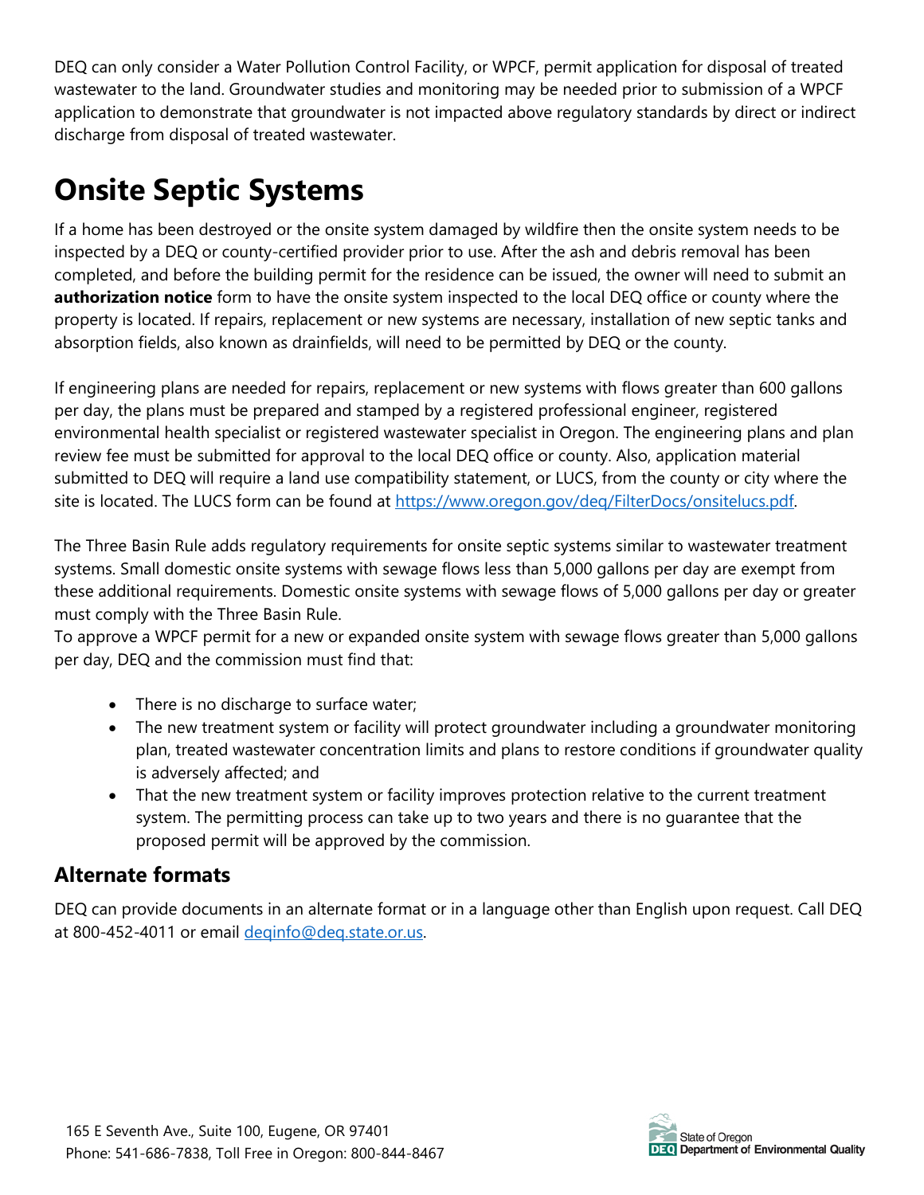DEQ can only consider a Water Pollution Control Facility, or WPCF, permit application for disposal of treated wastewater to the land. Groundwater studies and monitoring may be needed prior to submission of a WPCF application to demonstrate that groundwater is not impacted above regulatory standards by direct or indirect discharge from disposal of treated wastewater.

# Onsite Septic Systems

If a home has been destroyed or the onsite system damaged by wildfire then the onsite system needs to be inspected by a DEQ or county-certified provider prior to use. After the ash and debris removal has been completed, and before the building permit for the residence can be issued, the owner will need to submit an **authorization notice** form to have the onsite system inspected to the local DEQ office or county where the property is located. If repairs, replacement or new systems are necessary, installation of new septic tanks and absorption fields, also known as drainfields, will need to be permitted by DEQ or the county.

If engineering plans are needed for repairs, replacement or new systems with flows greater than 600 gallons per day, the plans must be prepared and stamped by a registered professional engineer, registered environmental health specialist or registered wastewater specialist in Oregon. The engineering plans and plan review fee must be submitted for approval to the local DEQ office or county. Also, application material submitted to DEQ will require a land use compatibility statement, or LUCS, from the county or city where the site is located. The LUCS form can be found at [https://www.oregon.gov/deq/FilterDocs/onsitelucs.pdf](https://www.oregon.gov/deq/FilterDocs/onsitelucs.pdf).

The Three Basin Rule adds regulatory requirements for onsite septic systems similar to wastewater treatment systems. Small domestic onsite systems with sewage flows less than 5,000 gallons per day are exempt from these additional requirements. Domestic onsite systems with sewage flows of 5,000 gallons per day or greater must comply with the Three Basin Rule.
To approve a WPCF permit for a new or expanded onsite system with sewage flows greater than 5,000 gallons per day, DEQ and the commission must find that:

- There is no discharge to surface water;
- The new treatment system or facility will protect groundwater including a groundwater monitoring plan, treated wastewater concentration limits and plans to restore conditions if groundwater quality is adversely affected; and
- That the new treatment system or facility improves protection relative to the current treatment system. The permitting process can take up to two years and there is no guarantee that the proposed permit will be approved by the commission.

## Alternate formats

DEQ can provide documents in an alternate format or in a language other than English upon request. Call DEQ at 800-452-4011 or email [deqinfo@deq.state.or.us](mailto:deqinfo@deq.state.or.us).

165 E Seventh Ave., Suite 100, Eugene, OR 97401
Phone: 541-686-7838, Toll Free in Oregon: 800-844-8467

State of Oregon
DEQ Department of Environmental Quality